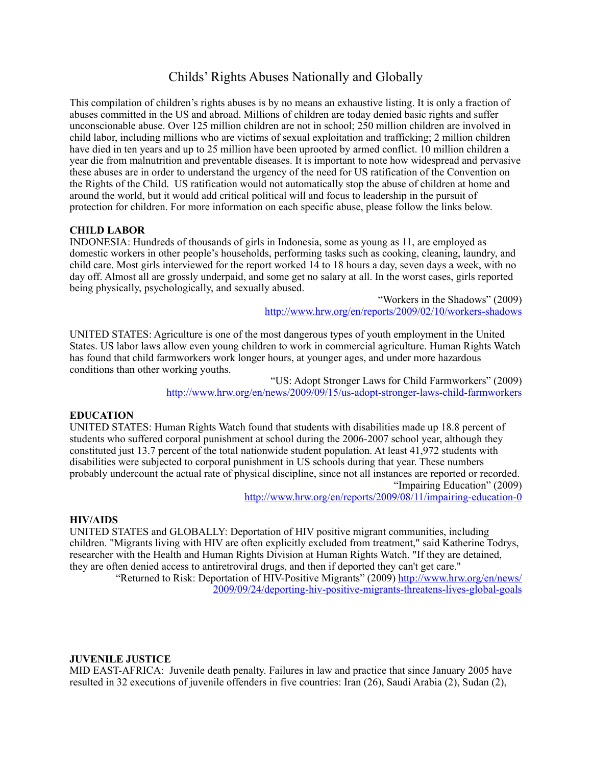# Childs' Rights Abuses Nationally and Globally

This compilation of children's rights abuses is by no means an exhaustive listing. It is only a fraction of abuses committed in the US and abroad. Millions of children are today denied basic rights and suffer unconscionable abuse. Over 125 million children are not in school; 250 million children are involved in child labor, including millions who are victims of sexual exploitation and trafficking; 2 million children have died in ten years and up to 25 million have been uprooted by armed conflict. 10 million children a year die from malnutrition and preventable diseases. It is important to note how widespread and pervasive these abuses are in order to understand the urgency of the need for US ratification of the Convention on the Rights of the Child. US ratification would not automatically stop the abuse of children at home and around the world, but it would add critical political will and focus to leadership in the pursuit of protection for children. For more information on each specific abuse, please follow the links below.

**CHILD LABOR**

INDONESIA: Hundreds of thousands of girls in Indonesia, some as young as 11, are employed as domestic workers in other people's households, performing tasks such as cooking, cleaning, laundry, and child care. Most girls interviewed for the report worked 14 to 18 hours a day, seven days a week, with no day off. Almost all are grossly underpaid, and some get no salary at all. In the worst cases, girls reported being physically, psychologically, and sexually abused.

"Workers in the Shadows" (2009)
http://www.hrw.org/en/reports/2009/02/10/workers-shadows

UNITED STATES: Agriculture is one of the most dangerous types of youth employment in the United States. US labor laws allow even young children to work in commercial agriculture. Human Rights Watch has found that child farmworkers work longer hours, at younger ages, and under more hazardous conditions than other working youths.

"US: Adopt Stronger Laws for Child Farmworkers" (2009)
http://www.hrw.org/en/news/2009/09/15/us-adopt-stronger-laws-child-farmworkers

**EDUCATION**

UNITED STATES: Human Rights Watch found that students with disabilities made up 18.8 percent of students who suffered corporal punishment at school during the 2006-2007 school year, although they constituted just 13.7 percent of the total nationwide student population. At least 41,972 students with disabilities were subjected to corporal punishment in US schools during that year. These numbers probably undercount the actual rate of physical discipline, since not all instances are reported or recorded.

"Impairing Education" (2009)
http://www.hrw.org/en/reports/2009/08/11/impairing-education-0

**HIV/AIDS**

UNITED STATES and GLOBALLY: Deportation of HIV positive migrant communities, including children. "Migrants living with HIV are often explicitly excluded from treatment," said Katherine Todrys, researcher with the Health and Human Rights Division at Human Rights Watch. "If they are detained, they are often denied access to antiretroviral drugs, and then if deported they can't get care."

"Returned to Risk: Deportation of HIV-Positive Migrants" (2009) http://www.hrw.org/en/news/2009/09/24/deporting-hiv-positive-migrants-threatens-lives-global-goals

**JUVENILE JUSTICE**

MID EAST-AFRICA: Juvenile death penalty. Failures in law and practice that since January 2005 have resulted in 32 executions of juvenile offenders in five countries: Iran (26), Saudi Arabia (2), Sudan (2),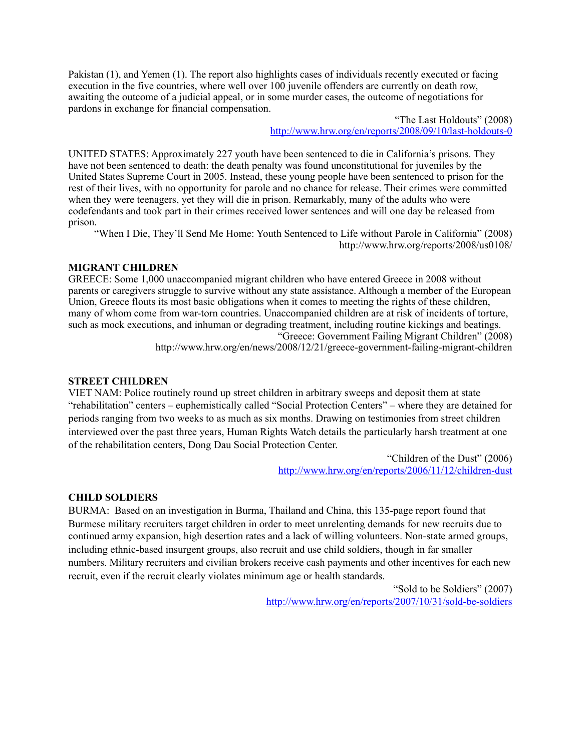Pakistan (1), and Yemen (1). The report also highlights cases of individuals recently executed or facing execution in the five countries, where well over 100 juvenile offenders are currently on death row, awaiting the outcome of a judicial appeal, or in some murder cases, the outcome of negotiations for pardons in exchange for financial compensation.

"The Last Holdouts" (2008)
http://www.hrw.org/en/reports/2008/09/10/last-holdouts-0

UNITED STATES: Approximately 227 youth have been sentenced to die in California's prisons. They have not been sentenced to death: the death penalty was found unconstitutional for juveniles by the United States Supreme Court in 2005. Instead, these young people have been sentenced to prison for the rest of their lives, with no opportunity for parole and no chance for release. Their crimes were committed when they were teenagers, yet they will die in prison. Remarkably, many of the adults who were codefendants and took part in their crimes received lower sentences and will one day be released from prison.

"When I Die, They'll Send Me Home: Youth Sentenced to Life without Parole in California" (2008)
http://www.hrw.org/reports/2008/us0108/

**MIGRANT CHILDREN**

GREECE: Some 1,000 unaccompanied migrant children who have entered Greece in 2008 without parents or caregivers struggle to survive without any state assistance. Although a member of the European Union, Greece flouts its most basic obligations when it comes to meeting the rights of these children, many of whom come from war-torn countries. Unaccompanied children are at risk of incidents of torture, such as mock executions, and inhuman or degrading treatment, including routine kickings and beatings.

"Greece: Government Failing Migrant Children" (2008)
http://www.hrw.org/en/news/2008/12/21/greece-government-failing-migrant-children

**STREET CHILDREN**

VIET NAM: Police routinely round up street children in arbitrary sweeps and deposit them at state "rehabilitation" centers – euphemistically called "Social Protection Centers" – where they are detained for periods ranging from two weeks to as much as six months. Drawing on testimonies from street children interviewed over the past three years, Human Rights Watch details the particularly harsh treatment at one of the rehabilitation centers, Dong Dau Social Protection Center.

"Children of the Dust" (2006)
http://www.hrw.org/en/reports/2006/11/12/children-dust

**CHILD SOLDIERS**

BURMA: Based on an investigation in Burma, Thailand and China, this 135-page report found that Burmese military recruiters target children in order to meet unrelenting demands for new recruits due to continued army expansion, high desertion rates and a lack of willing volunteers. Non-state armed groups, including ethnic-based insurgent groups, also recruit and use child soldiers, though in far smaller numbers. Military recruiters and civilian brokers receive cash payments and other incentives for each new recruit, even if the recruit clearly violates minimum age or health standards.

"Sold to be Soldiers" (2007)
http://www.hrw.org/en/reports/2007/10/31/sold-be-soldiers